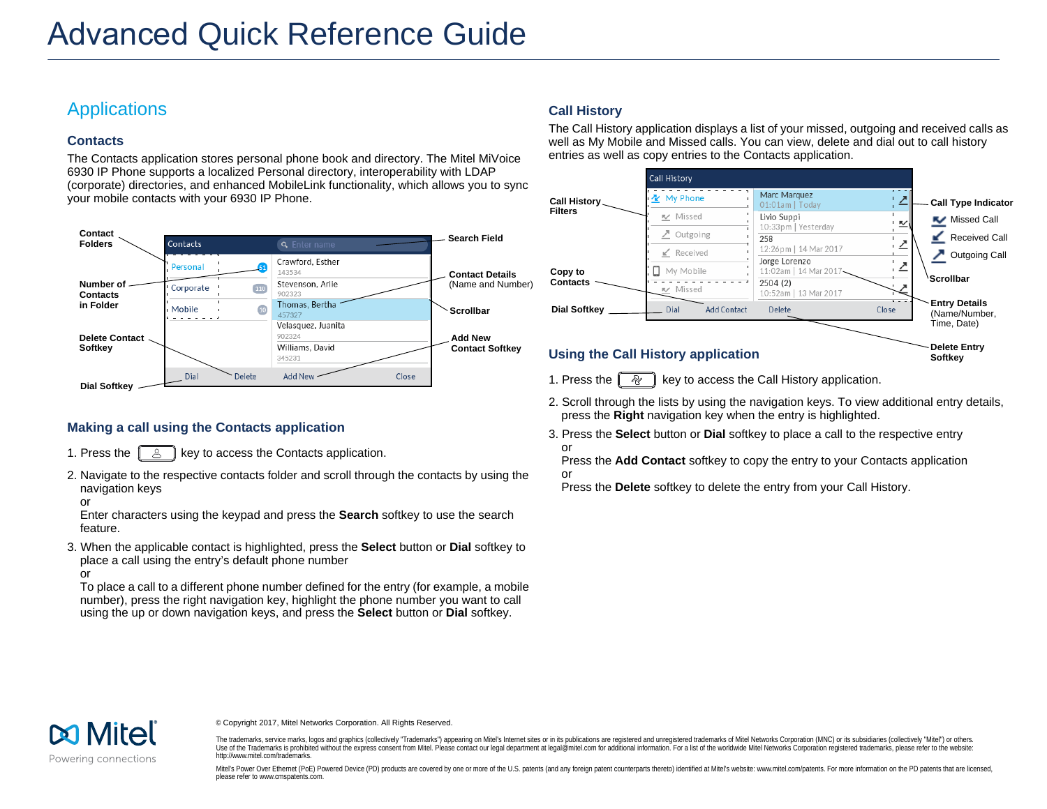# Advanced Quick Reference Guide

## Applications

### Contacts

The Contacts application stores personal phone book and directory. The Mitel MiVoice 6930 IP Phone supports a localized Personal directory, interoperability with LDAP (corporate) directories, and enhanced MobileLink functionality, which allows you to sync your mobile contacts with your 6930 IP Phone.

### Making a call using the Contacts application

1. Press the key to access the Contacts application.
2. Navigate to the respective contacts folder and scroll through the contacts by using the navigation keys
   or
   Enter characters using the keypad and press the **Search** softkey to use the search feature.
3. When the applicable contact is highlighted, press the **Select** button or **Dial** softkey to place a call using the entry's default phone number
   or
   To place a call to a different phone number defined for the entry (for example, a mobile number), press the right navigation key, highlight the phone number you want to call using the up or down navigation keys, and press the **Select** button or **Dial** softkey.

### Call History

The Call History application displays a list of your missed, outgoing and received calls as well as My Mobile and Missed calls. You can view, delete and dial out to call history entries as well as copy entries to the Contacts application.

### Using the Call History application

1. Press the key to access the Call History application.
2. Scroll through the lists by using the navigation keys. To view additional entry details, press the **Right** navigation key when the entry is highlighted.
3. Press the **Select** button or **Dial** softkey to place a call to the respective entry
   or
   Press the **Add Contact** softkey to copy the entry to your Contacts application
   or
   Press the **Delete** softkey to delete the entry from your Call History.

© Copyright 2017, Mitel Networks Corporation. All Rights Reserved.

The trademarks, service marks, logos and graphics (collectively "Trademarks") appearing on Mitel's Internet sites or in its publications are registered and unregistered trademarks of Mitel Networks Corporation (MNC) or its subsidiaries (collectively "Mitel") or others. Use of the Trademarks is prohibited without the express consent from Mitel. Please contact our legal department at legal@mitel.com for additional information. For a list of the worldwide Mitel Networks Corporation registered trademarks, please refer to the website: http://www.mitel.com/trademarks.

Mitel's Power Over Ethernet (PoE) Powered Device (PD) products are covered by one or more of the U.S. patents (and any foreign patent counterparts thereto) identified at Mitel's website: www.mitel.com/patents. For more information on the PD patents that are licensed, please refer to www.cmspatents.com.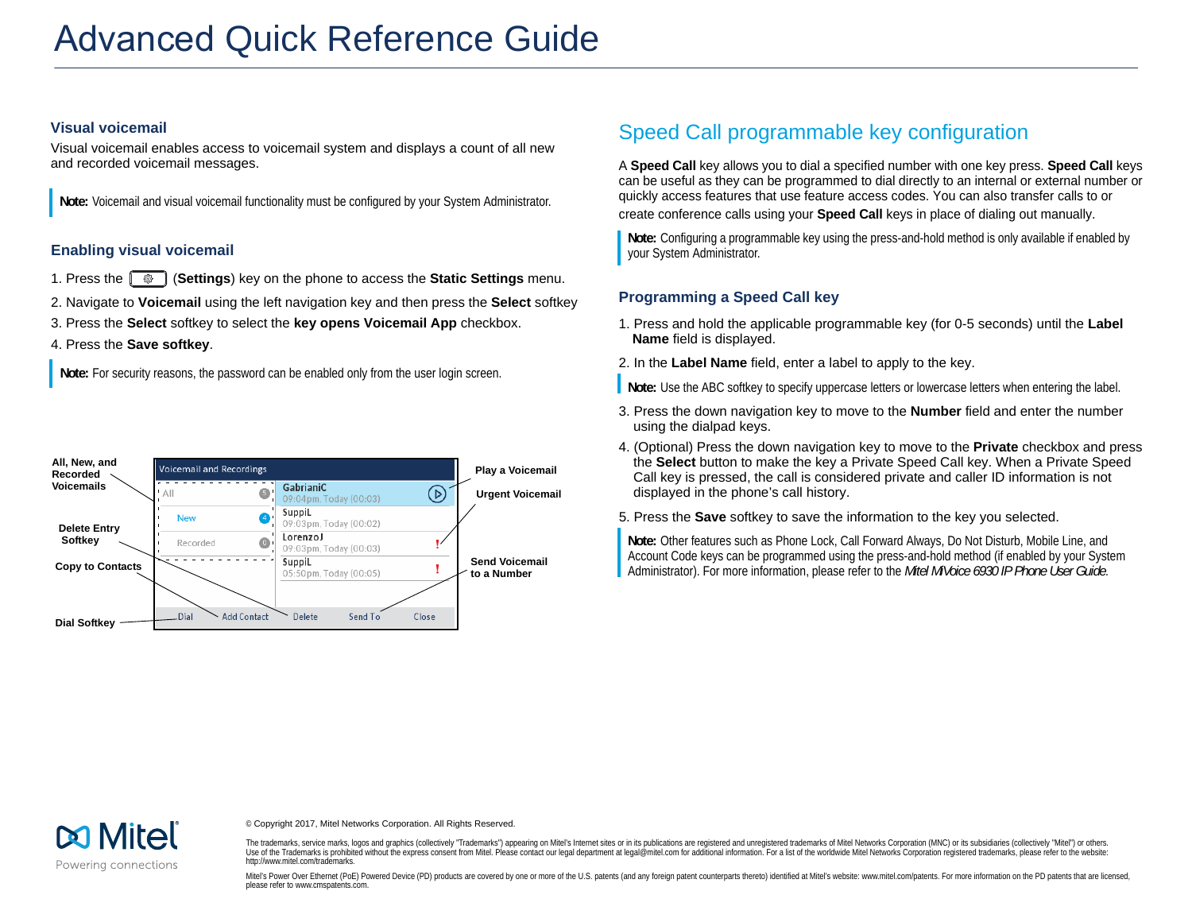# Advanced Quick Reference Guide

### Visual voicemail

Visual voicemail enables access to voicemail system and displays a count of all new and recorded voicemail messages.

**Note:** Voicemail and visual voicemail functionality must be configured by your System Administrator.

### Enabling visual voicemail

1. Press the (**Settings**) key on the phone to access the **Static Settings** menu.
2. Navigate to **Voicemail** using the left navigation key and then press the **Select** softkey
3. Press the **Select** softkey to select the **key opens Voicemail App** checkbox.
4. Press the **Save softkey**.

**Note:** For security reasons, the password can be enabled only from the user login screen.

All, New, and Recorded Voicemails

Delete Entry Softkey

Copy to Contacts

Dial Softkey

Voicemail and Recordings

All 5

New 4

Recorded 0

GabrianiC
09:04pm, Today (00:03)

SuppiL
09:03pm, Today (00:02)

LorenzoJ
09:03pm, Today (00:03)

SuppiL
05:50pm, Today (00:05)

Dial Add Contact Delete Send To Close

Play a Voicemail

Urgent Voicemail

Send Voicemail to a Number

## Speed Call programmable key configuration

A **Speed Call** key allows you to dial a specified number with one key press. **Speed Call** keys can be useful as they can be programmed to dial directly to an internal or external number or quickly access features that use feature access codes. You can also transfer calls to or create conference calls using your **Speed Call** keys in place of dialing out manually.

**Note:** Configuring a programmable key using the press-and-hold method is only available if enabled by your System Administrator.

### Programming a Speed Call key

1. Press and hold the applicable programmable key (for 0-5 seconds) until the **Label Name** field is displayed.
2. In the **Label Name** field, enter a label to apply to the key.

**Note:** Use the ABC softkey to specify uppercase letters or lowercase letters when entering the label.

3. Press the down navigation key to move to the **Number** field and enter the number using the dialpad keys.
4. (Optional) Press the down navigation key to move to the **Private** checkbox and press the **Select** button to make the key a Private Speed Call key. When a Private Speed Call key is pressed, the call is considered private and caller ID information is not displayed in the phone's call history.
5. Press the **Save** softkey to save the information to the key you selected.

**Note:** Other features such as Phone Lock, Call Forward Always, Do Not Disturb, Mobile Line, and Account Code keys can be programmed using the press-and-hold method (if enabled by your System Administrator). For more information, please refer to the *Mitel MiVoice 6930 IP Phone User Guide*.

Mitel
Powering connections

© Copyright 2017, Mitel Networks Corporation. All Rights Reserved.

The trademarks, service marks, logos and graphics (collectively "Trademarks") appearing on Mitel's Internet sites or in its publications are registered and unregistered trademarks of Mitel Networks Corporation (MNC) or its subsidiaries (collectively "Mitel") or others. Use of the Trademarks is prohibited without the express consent from Mitel. Please contact our legal department at legal@mitel.com for additional information. For a list of the worldwide Mitel Networks Corporation registered trademarks, please refer to the website: http://www.mitel.com/trademarks.

Mitel's Power Over Ethernet (PoE) Powered Device (PD) products are covered by one or more of the U.S. patents (and any foreign patent counterparts thereto) identified at Mitel's website: www.mitel.com/patents. For more information on the PD patents that are licensed, please refer to www.cmspatents.com.